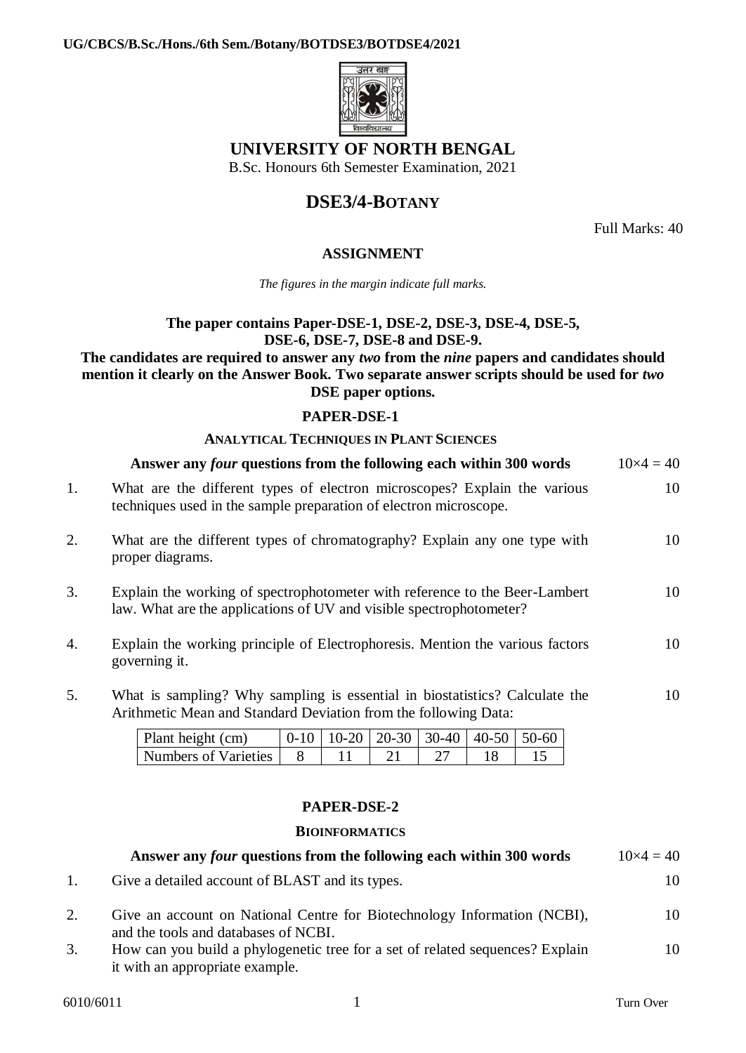UG/CBCS/B.Sc./Hons./6th Sem./Botany/BOTDSE3/BOTDSE4/2021

# UNIVERSITY OF NORTH BENGAL

B.Sc. Honours 6th Semester Examination, 2021

## DSE3/4-BOTANY

Full Marks: 40

### ASSIGNMENT

*The figures in the margin indicate full marks.*

**The paper contains Paper-DSE-1, DSE-2, DSE-3, DSE-4, DSE-5, DSE-6, DSE-7, DSE-8 and DSE-9.**

**The candidates are required to answer any *two* from the *nine* papers and candidates should mention it clearly on the Answer Book. Two separate answer scripts should be used for *two* DSE paper options.**

### PAPER-DSE-1

#### ANALYTICAL TECHNIQUES IN PLANT SCIENCES

**Answer any *four* questions from the following each within 300 words** $10\times4 = 40$

1. What are the different types of electron microscopes? Explain the various techniques used in the sample preparation of electron microscope. 10

2. What are the different types of chromatography? Explain any one type with proper diagrams. 10

3. Explain the working of spectrophotometer with reference to the Beer-Lambert law. What are the applications of UV and visible spectrophotometer? 10

4. Explain the working principle of Electrophoresis. Mention the various factors governing it. 10

5. What is sampling? Why sampling is essential in biostatistics? Calculate the Arithmetic Mean and Standard Deviation from the following Data: 10

| Plant height (cm) | 0-10 | 10-20 | 20-30 | 30-40 | 40-50 | 50-60 |
|---|---|---|---|---|---|---|
| Numbers of Varieties | 8 | 11 | 21 | 27 | 18 | 15 |

### PAPER-DSE-2

#### BIOINFORMATICS

**Answer any *four* questions from the following each within 300 words** $10\times4 = 40$

1. Give a detailed account of BLAST and its types. 10

2. Give an account on National Centre for Biotechnology Information (NCBI), and the tools and databases of NCBI. 10

3. How can you build a phylogenetic tree for a set of related sequences? Explain it with an appropriate example. 10

6010/6011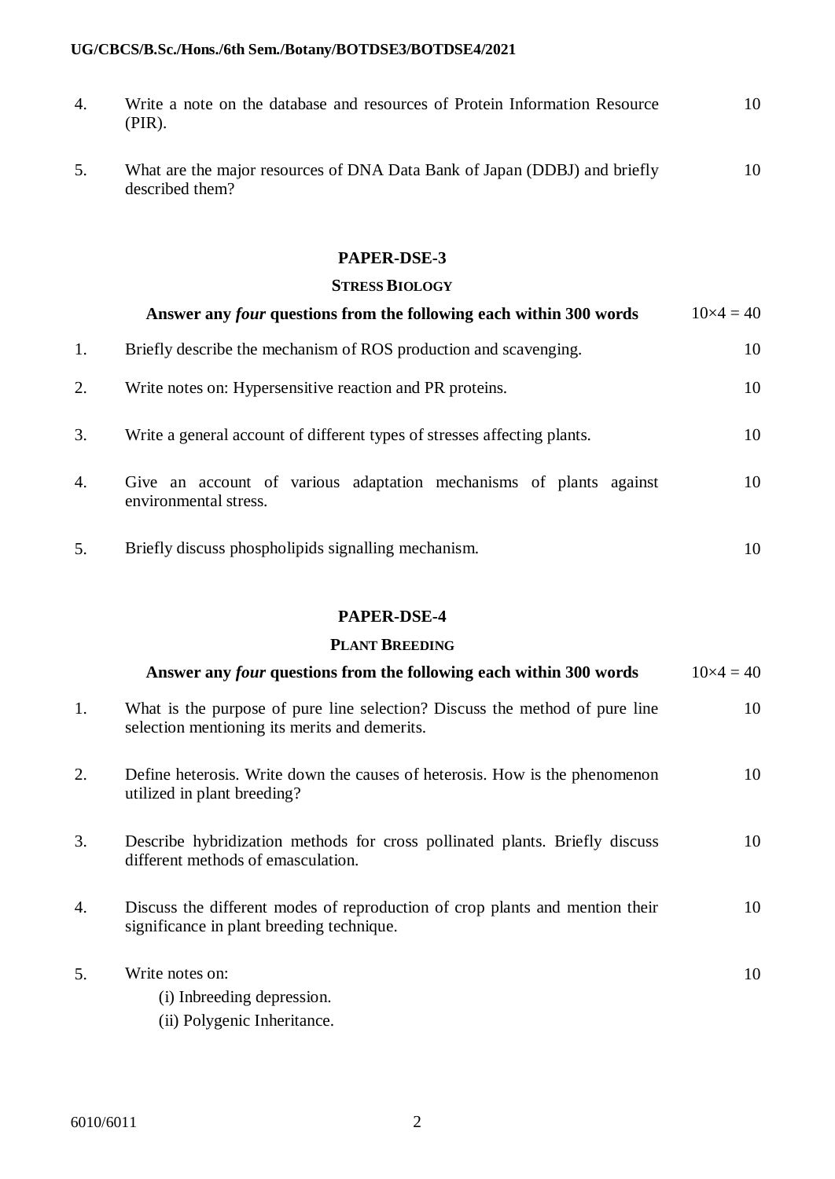4. Write a note on the database and resources of Protein Information Resource (PIR). 10

5. What are the major resources of DNA Data Bank of Japan (DDBJ) and briefly described them? 10

## PAPER-DSE-3

### STRESS BIOLOGY

**Answer any *four* questions from the following each within 300 words** 10×4 = 40

1. Briefly describe the mechanism of ROS production and scavenging. 10

2. Write notes on: Hypersensitive reaction and PR proteins. 10

3. Write a general account of different types of stresses affecting plants. 10

4. Give an account of various adaptation mechanisms of plants against environmental stress. 10

5. Briefly discuss phospholipids signalling mechanism. 10

## PAPER-DSE-4

### PLANT BREEDING

**Answer any *four* questions from the following each within 300 words** 10×4 = 40

1. What is the purpose of pure line selection? Discuss the method of pure line selection mentioning its merits and demerits. 10

2. Define heterosis. Write down the causes of heterosis. How is the phenomenon utilized in plant breeding? 10

3. Describe hybridization methods for cross pollinated plants. Briefly discuss different methods of emasculation. 10

4. Discuss the different modes of reproduction of crop plants and mention their significance in plant breeding technique. 10

5. Write notes on: 10

   (i) Inbreeding depression.

   (ii) Polygenic Inheritance.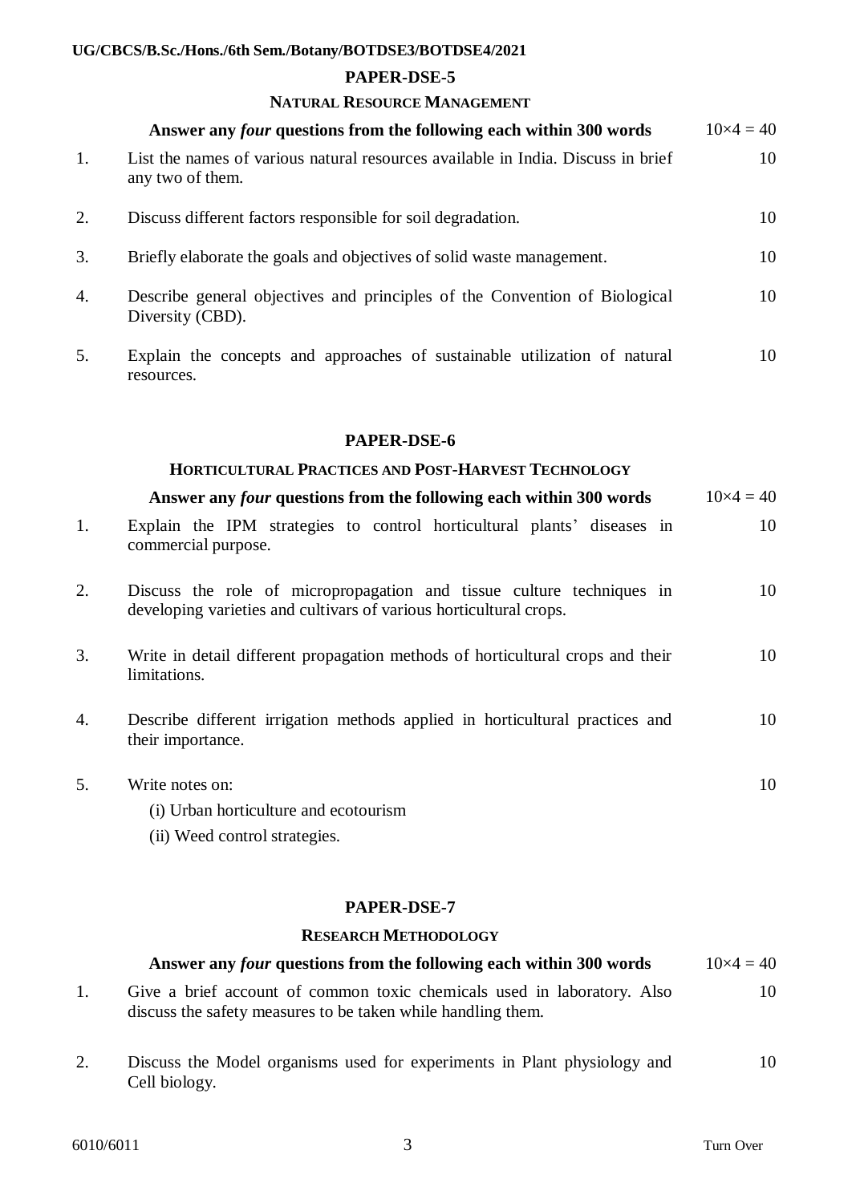## PAPER-DSE-5

### NATURAL RESOURCE MANAGEMENT

**Answer any *four* questions from the following each within 300 words** $10\times4 = 40$

1. List the names of various natural resources available in India. Discuss in brief any two of them. 10

2. Discuss different factors responsible for soil degradation. 10

3. Briefly elaborate the goals and objectives of solid waste management. 10

4. Describe general objectives and principles of the Convention of Biological Diversity (CBD). 10

5. Explain the concepts and approaches of sustainable utilization of natural resources. 10

## PAPER-DSE-6

### HORTICULTURAL PRACTICES AND POST-HARVEST TECHNOLOGY

**Answer any *four* questions from the following each within 300 words** $10\times4 = 40$

1. Explain the IPM strategies to control horticultural plants' diseases in commercial purpose. 10

2. Discuss the role of micropropagation and tissue culture techniques in developing varieties and cultivars of various horticultural crops. 10

3. Write in detail different propagation methods of horticultural crops and their limitations. 10

4. Describe different irrigation methods applied in horticultural practices and their importance. 10

5. Write notes on: 10

   (i) Urban horticulture and ecotourism

   (ii) Weed control strategies.

## PAPER-DSE-7

### RESEARCH METHODOLOGY

**Answer any *four* questions from the following each within 300 words** $10\times4 = 40$

1. Give a brief account of common toxic chemicals used in laboratory. Also discuss the safety measures to be taken while handling them. 10

2. Discuss the Model organisms used for experiments in Plant physiology and Cell biology. 10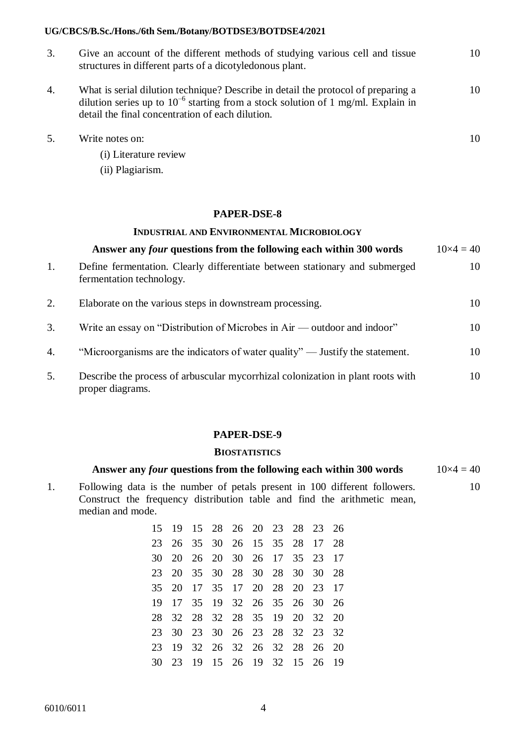3. Give an account of the different methods of studying various cell and tissue structures in different parts of a dicotyledonous plant. 10

4. What is serial dilution technique? Describe in detail the protocol of preparing a dilution series up to $10^{-6}$ starting from a stock solution of 1 mg/ml. Explain in detail the final concentration of each dilution. 10

5. Write notes on: 10
   (i) Literature review
   (ii) Plagiarism.

## PAPER-DSE-8

### INDUSTRIAL AND ENVIRONMENTAL MICROBIOLOGY

**Answer any *four* questions from the following each within 300 words** $10\times4 = 40$

1. Define fermentation. Clearly differentiate between stationary and submerged fermentation technology. 10

2. Elaborate on the various steps in downstream processing. 10

3. Write an essay on "Distribution of Microbes in Air — outdoor and indoor" 10

4. "Microorganisms are the indicators of water quality" — Justify the statement. 10

5. Describe the process of arbuscular mycorrhizal colonization in plant roots with proper diagrams. 10

## PAPER-DSE-9

### BIOSTATISTICS

**Answer any *four* questions from the following each within 300 words** $10\times4 = 40$

1. Following data is the number of petals present in 100 different followers. Construct the frequency distribution table and find the arithmetic mean, median and mode. 10

| | | | | | | | | | |
|---|---|---|---|---|---|---|---|---|---|
| 15 | 19 | 15 | 28 | 26 | 20 | 23 | 28 | 23 | 26 |
| 23 | 26 | 35 | 30 | 26 | 15 | 35 | 28 | 17 | 28 |
| 30 | 20 | 26 | 20 | 30 | 26 | 17 | 35 | 23 | 17 |
| 23 | 20 | 35 | 30 | 28 | 30 | 28 | 30 | 30 | 28 |
| 35 | 20 | 17 | 35 | 17 | 20 | 28 | 20 | 23 | 17 |
| 19 | 17 | 35 | 19 | 32 | 26 | 35 | 26 | 30 | 26 |
| 28 | 32 | 28 | 32 | 28 | 35 | 19 | 20 | 32 | 20 |
| 23 | 30 | 23 | 30 | 26 | 23 | 28 | 32 | 23 | 32 |
| 23 | 19 | 32 | 26 | 32 | 26 | 32 | 28 | 26 | 20 |
| 30 | 23 | 19 | 15 | 26 | 19 | 32 | 15 | 26 | 19 |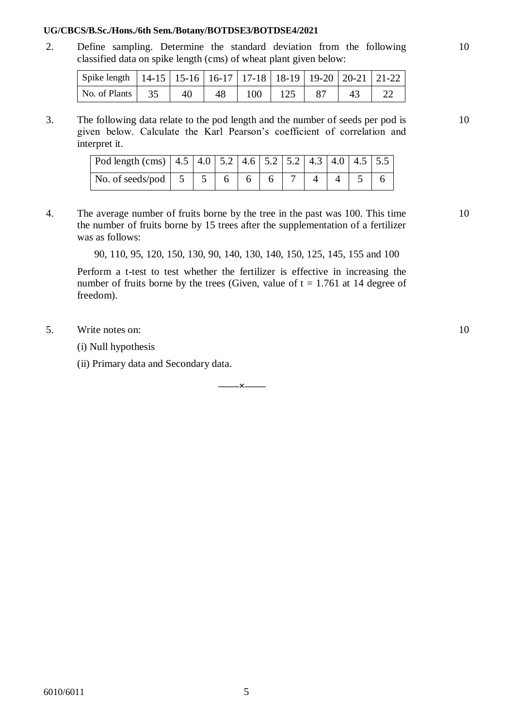2. Define sampling. Determine the standard deviation from the following classified data on spike length (cms) of wheat plant given below: 10

| Spike length | 14-15 | 15-16 | 16-17 | 17-18 | 18-19 | 19-20 | 20-21 | 21-22 |
|---|---|---|---|---|---|---|---|---|
| No. of Plants | 35 | 40 | 48 | 100 | 125 | 87 | 43 | 22 |

3. The following data relate to the pod length and the number of seeds per pod is given below. Calculate the Karl Pearson's coefficient of correlation and interpret it. 10

| Pod length (cms) | 4.5 | 4.0 | 5.2 | 4.6 | 5.2 | 5.2 | 4.3 | 4.0 | 4.5 | 5.5 |
|---|---|---|---|---|---|---|---|---|---|---|
| No. of seeds/pod | 5 | 5 | 6 | 6 | 6 | 7 | 4 | 4 | 5 | 6 |

4. The average number of fruits borne by the tree in the past was 100. This time the number of fruits borne by 15 trees after the supplementation of a fertilizer was as follows: 10

   90, 110, 95, 120, 150, 130, 90, 140, 130, 140, 150, 125, 145, 155 and 100

   Perform a t-test to test whether the fertilizer is effective in increasing the number of fruits borne by the trees (Given, value of $t = 1.761$ at 14 degree of freedom).

5. Write notes on: 10

   (i) Null hypothesis

   (ii) Primary data and Secondary data.

——×——